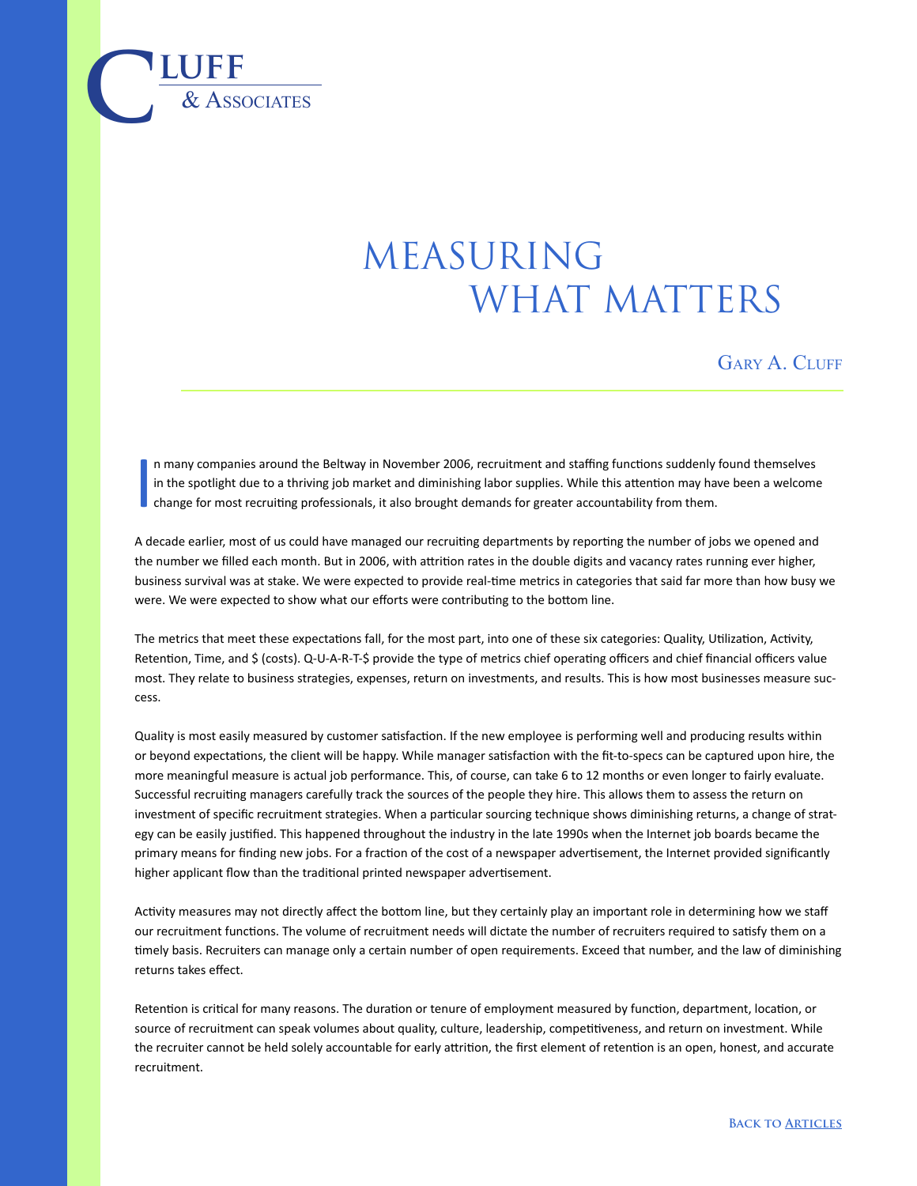Cluff & Associates

# MEASURING WHAT MATTERS

Gary A. Cluff

In many companies around the Beltway in November 2006, recruitment and staffing functions suddenly found themselves in the spotlight due to a thriving job market and diminishing labor supplies. While this attention may have been a welcome change for most recruiting professionals, it also brought demands for greater accountability from them.

A decade earlier, most of us could have managed our recruiting departments by reporting the number of jobs we opened and the number we filled each month. But in 2006, with attrition rates in the double digits and vacancy rates running ever higher, business survival was at stake. We were expected to provide real-time metrics in categories that said far more than how busy we were. We were expected to show what our efforts were contributing to the bottom line.

The metrics that meet these expectations fall, for the most part, into one of these six categories: Quality, Utilization, Activity, Retention, Time, and $ (costs). Q-U-A-R-T-$ provide the type of metrics chief operating officers and chief financial officers value most. They relate to business strategies, expenses, return on investments, and results. This is how most businesses measure success.

Quality is most easily measured by customer satisfaction. If the new employee is performing well and producing results within or beyond expectations, the client will be happy. While manager satisfaction with the fit-to-specs can be captured upon hire, the more meaningful measure is actual job performance. This, of course, can take 6 to 12 months or even longer to fairly evaluate. Successful recruiting managers carefully track the sources of the people they hire. This allows them to assess the return on investment of specific recruitment strategies. When a particular sourcing technique shows diminishing returns, a change of strategy can be easily justified. This happened throughout the industry in the late 1990s when the Internet job boards became the primary means for finding new jobs. For a fraction of the cost of a newspaper advertisement, the Internet provided significantly higher applicant flow than the traditional printed newspaper advertisement.

Activity measures may not directly affect the bottom line, but they certainly play an important role in determining how we staff our recruitment functions. The volume of recruitment needs will dictate the number of recruiters required to satisfy them on a timely basis. Recruiters can manage only a certain number of open requirements. Exceed that number, and the law of diminishing returns takes effect.

Retention is critical for many reasons. The duration or tenure of employment measured by function, department, location, or source of recruitment can speak volumes about quality, culture, leadership, competitiveness, and return on investment. While the recruiter cannot be held solely accountable for early attrition, the first element of retention is an open, honest, and accurate recruitment.

Back to Articles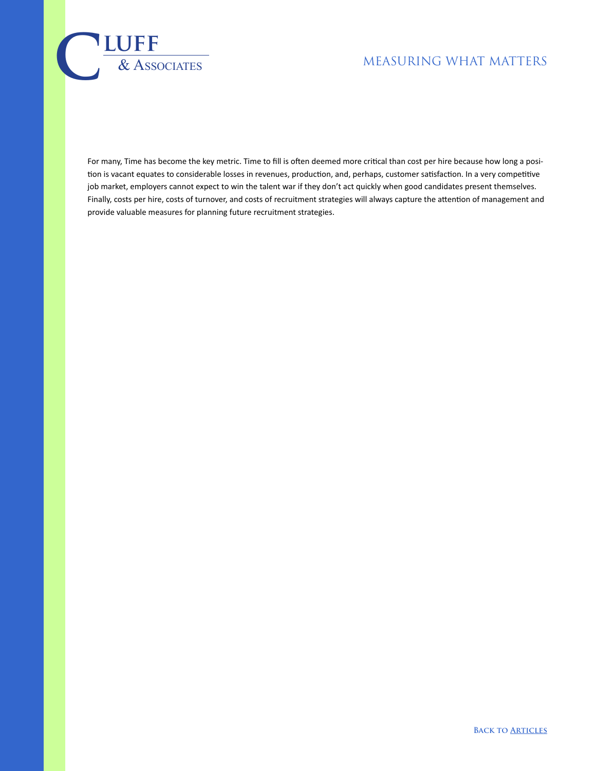For many, Time has become the key metric. Time to fill is often deemed more critical than cost per hire because how long a position is vacant equates to considerable losses in revenues, production, and, perhaps, customer satisfaction. In a very competitive job market, employers cannot expect to win the talent war if they don't act quickly when good candidates present themselves. Finally, costs per hire, costs of turnover, and costs of recruitment strategies will always capture the attention of management and provide valuable measures for planning future recruitment strategies.

Back to Articles